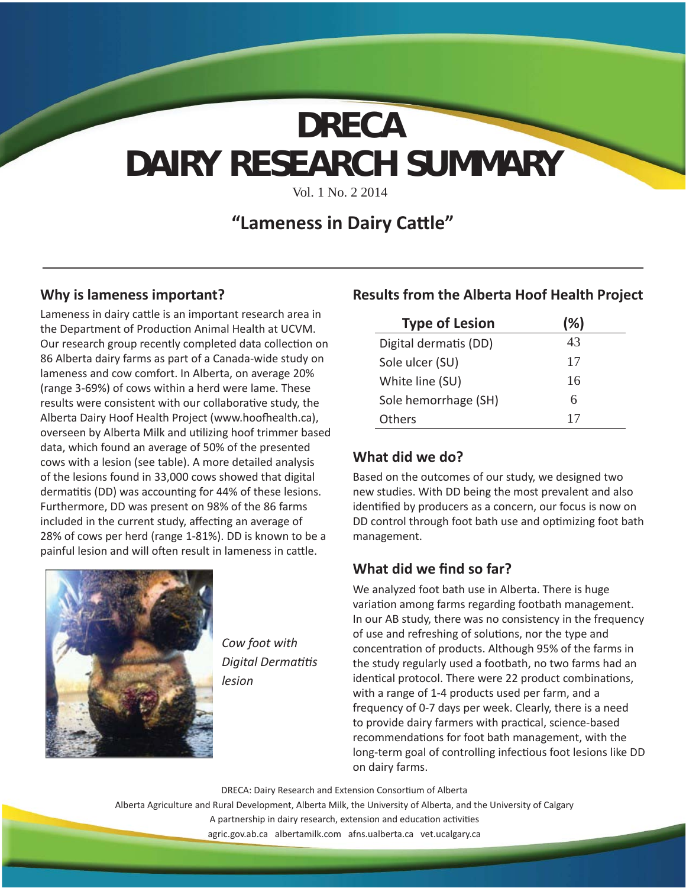# DRECA
# DAIRY RESEARCH SUMMARY

Vol. 1 No. 2 2014

## "Lameness in Dairy Cattle"

### Why is lameness important?

Lameness in dairy cattle is an important research area in the Department of Production Animal Health at UCVM. Our research group recently completed data collection on 86 Alberta dairy farms as part of a Canada-wide study on lameness and cow comfort. In Alberta, on average 20% (range 3-69%) of cows within a herd were lame. These results were consistent with our collaborative study, the Alberta Dairy Hoof Health Project (www.hoofhealth.ca), overseen by Alberta Milk and utilizing hoof trimmer based data, which found an average of 50% of the presented cows with a lesion (see table). A more detailed analysis of the lesions found in 33,000 cows showed that digital dermatitis (DD) was accounting for 44% of these lesions. Furthermore, DD was present on 98% of the 86 farms included in the current study, affecting an average of 28% of cows per herd (range 1-81%). DD is known to be a painful lesion and will often result in lameness in cattle.

*Cow foot with Digital Dermatitis lesion*

### Results from the Alberta Hoof Health Project

| Type of Lesion | (%) |
|---|---|
| Digital dermatis (DD) | 43 |
| Sole ulcer (SU) | 17 |
| White line (SU) | 16 |
| Sole hemorrhage (SH) | 6 |
| Others | 17 |

### What did we do?

Based on the outcomes of our study, we designed two new studies. With DD being the most prevalent and also identified by producers as a concern, our focus is now on DD control through foot bath use and optimizing foot bath management.

### What did we find so far?

We analyzed foot bath use in Alberta. There is huge variation among farms regarding footbath management. In our AB study, there was no consistency in the frequency of use and refreshing of solutions, nor the type and concentration of products. Although 95% of the farms in the study regularly used a footbath, no two farms had an identical protocol. There were 22 product combinations, with a range of 1-4 products used per farm, and a frequency of 0-7 days per week. Clearly, there is a need to provide dairy farmers with practical, science-based recommendations for foot bath management, with the long-term goal of controlling infectious foot lesions like DD on dairy farms.

DRECA: Dairy Research and Extension Consortium of Alberta
Alberta Agriculture and Rural Development, Alberta Milk, the University of Alberta, and the University of Calgary
A partnership in dairy research, extension and education activities
agric.gov.ab.ca albertamilk.com afns.ualberta.ca vet.ucalgary.ca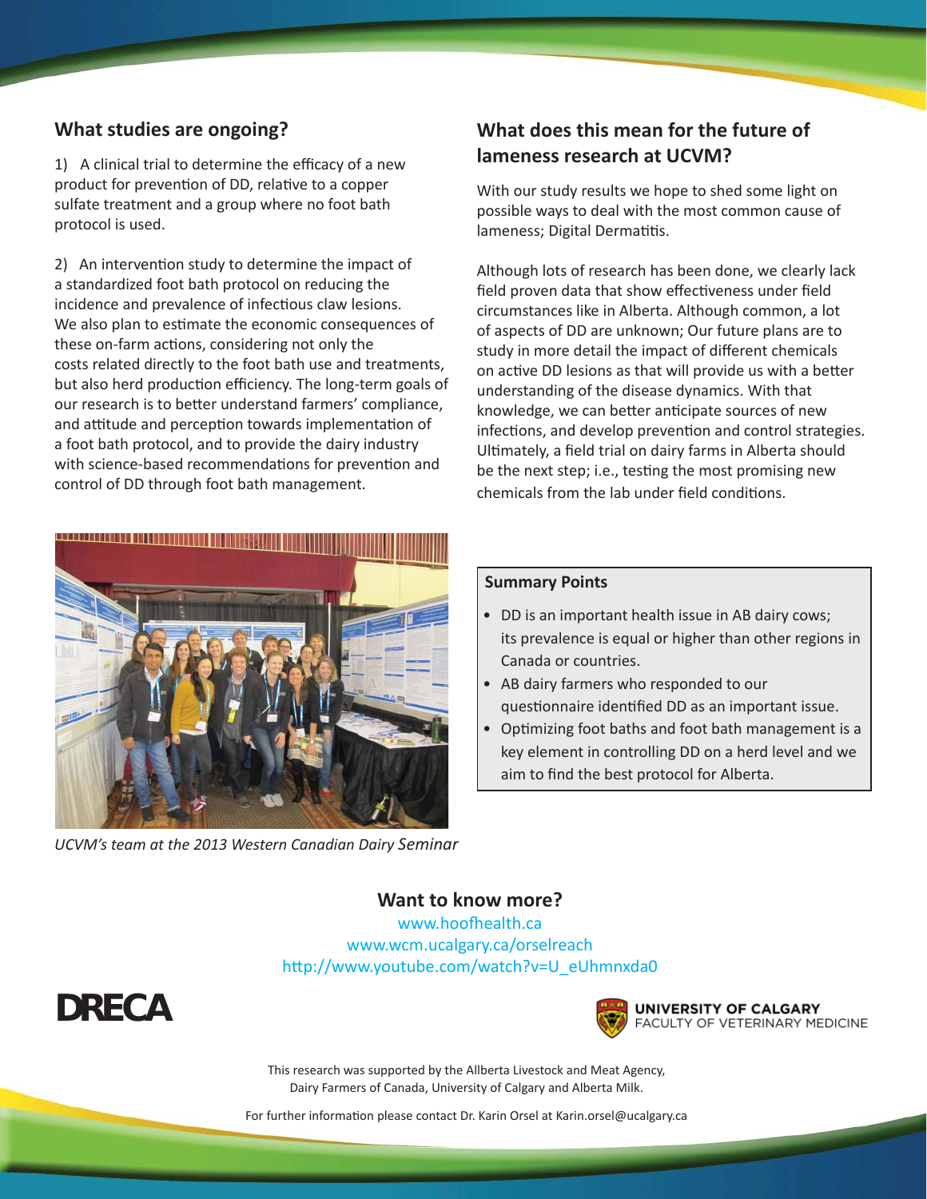## What studies are ongoing?

1) A clinical trial to determine the efficacy of a new product for prevention of DD, relative to a copper sulfate treatment and a group where no foot bath protocol is used.

2) An intervention study to determine the impact of a standardized foot bath protocol on reducing the incidence and prevalence of infectious claw lesions. We also plan to estimate the economic consequences of these on-farm actions, considering not only the costs related directly to the foot bath use and treatments, but also herd production efficiency. The long-term goals of our research is to better understand farmers' compliance, and attitude and perception towards implementation of a foot bath protocol, and to provide the dairy industry with science-based recommendations for prevention and control of DD through foot bath management.

## What does this mean for the future of lameness research at UCVM?

With our study results we hope to shed some light on possible ways to deal with the most common cause of lameness; Digital Dermatitis.

Although lots of research has been done, we clearly lack field proven data that show effectiveness under field circumstances like in Alberta. Although common, a lot of aspects of DD are unknown; Our future plans are to study in more detail the impact of different chemicals on active DD lesions as that will provide us with a better understanding of the disease dynamics. With that knowledge, we can better anticipate sources of new infections, and develop prevention and control strategies. Ultimately, a field trial on dairy farms in Alberta should be the next step; i.e., testing the most promising new chemicals from the lab under field conditions.

*UCVM's team at the 2013 Western Canadian Dairy Seminar*

**Summary Points**

- DD is an important health issue in AB dairy cows; its prevalence is equal or higher than other regions in Canada or countries.
- AB dairy farmers who responded to our questionnaire identified DD as an important issue.
- Optimizing foot baths and foot bath management is a key element in controlling DD on a herd level and we aim to find the best protocol for Alberta.

### Want to know more?

www.hoofhealth.ca
www.wcm.ucalgary.ca/orselreach
http://www.youtube.com/watch?v=U_eUhmnxda0

DRECA

UNIVERSITY OF CALGARY
FACULTY OF VETERINARY MEDICINE

This research was supported by the Allberta Livestock and Meat Agency, Dairy Farmers of Canada, University of Calgary and Alberta Milk.

For further information please contact Dr. Karin Orsel at Karin.orsel@ucalgary.ca